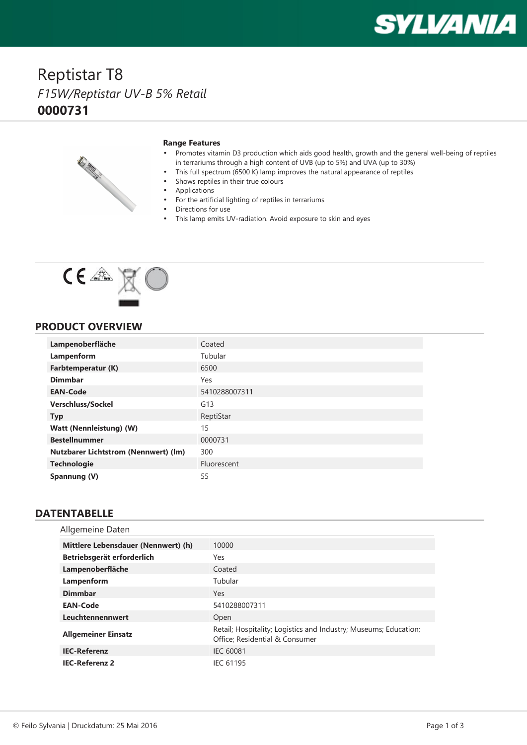# Reptistar T8

*F15W/Reptistar UV-B 5% Retail*

**0000731**

**Range Features**

- Promotes vitamin D3 production which aids good health, growth and the general well-being of reptiles in terrariums through a high content of UVB (up to 5%) and UVA (up to 30%)
- This full spectrum (6500 K) lamp improves the natural appearance of reptiles
- Shows reptiles in their true colours
- Applications
- For the artificial lighting of reptiles in terrariums
- Directions for use
- This lamp emits UV-radiation. Avoid exposure to skin and eyes

## PRODUCT OVERVIEW

| | |
|---|---|
| **Lampenoberfläche** | Coated |
| **Lampenform** | Tubular |
| **Farbtemperatur (K)** | 6500 |
| **Dimmbar** | Yes |
| **EAN-Code** | 5410288007311 |
| **Verschluss/Sockel** | G13 |
| **Typ** | ReptiStar |
| **Watt (Nennleistung) (W)** | 15 |
| **Bestellnummer** | 0000731 |
| **Nutzbarer Lichtstrom (Nennwert) (lm)** | 300 |
| **Technologie** | Fluorescent |
| **Spannung (V)** | 55 |

## DATENTABELLE

### Allgemeine Daten

| | |
|---|---|
| **Mittlere Lebensdauer (Nennwert) (h)** | 10000 |
| **Betriebsgerät erforderlich** | Yes |
| **Lampenoberfläche** | Coated |
| **Lampenform** | Tubular |
| **Dimmbar** | Yes |
| **EAN-Code** | 5410288007311 |
| **Leuchtennennwert** | Open |
| **Allgemeiner Einsatz** | Retail; Hospitality; Logistics and Industry; Museums; Education; Office; Residential & Consumer |
| **IEC-Referenz** | IEC 60081 |
| **IEC-Referenz 2** | IEC 61195 |

© Feilo Sylvania | Druckdatum: 25 Mai 2016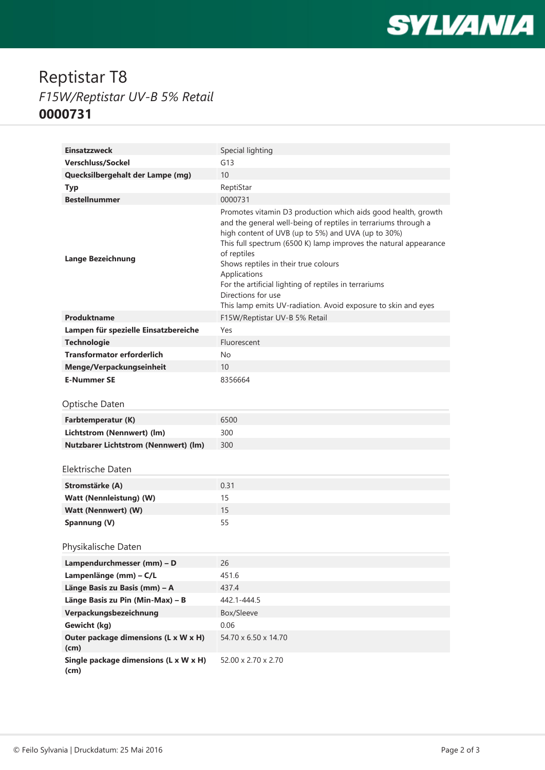# Reptistar T8

*F15W/Reptistar UV-B 5% Retail*

**0000731**

| | |
|---|---|
| **Einsatzzweck** | Special lighting |
| **Verschluss/Sockel** | G13 |
| **Quecksilbergehalt der Lampe (mg)** | 10 |
| **Typ** | ReptiStar |
| **Bestellnummer** | 0000731 |
| **Lange Bezeichnung** | Promotes vitamin D3 production which aids good health, growth and the general well-being of reptiles in terrariums through a high content of UVB (up to 5%) and UVA (up to 30%)<br>This full spectrum (6500 K) lamp improves the natural appearance of reptiles<br>Shows reptiles in their true colours<br>Applications<br>For the artificial lighting of reptiles in terrariums<br>Directions for use<br>This lamp emits UV-radiation. Avoid exposure to skin and eyes |
| **Produktname** | F15W/Reptistar UV-B 5% Retail |
| **Lampen für spezielle Einsatzbereiche** | Yes |
| **Technologie** | Fluorescent |
| **Transformator erforderlich** | No |
| **Menge/Verpackungseinheit** | 10 |
| **E-Nummer SE** | 8356664 |

## Optische Daten

| | |
|---|---|
| **Farbtemperatur (K)** | 6500 |
| **Lichtstrom (Nennwert) (lm)** | 300 |
| **Nutzbarer Lichtstrom (Nennwert) (lm)** | 300 |

## Elektrische Daten

| | |
|---|---|
| **Stromstärke (A)** | 0.31 |
| **Watt (Nennleistung) (W)** | 15 |
| **Watt (Nennwert) (W)** | 15 |
| **Spannung (V)** | 55 |

## Physikalische Daten

| | |
|---|---|
| **Lampendurchmesser (mm) – D** | 26 |
| **Lampenlänge (mm) – C/L** | 451.6 |
| **Länge Basis zu Basis (mm) – A** | 437.4 |
| **Länge Basis zu Pin (Min-Max) – B** | 442.1-444.5 |
| **Verpackungsbezeichnung** | Box/Sleeve |
| **Gewicht (kg)** | 0.06 |
| **Outer package dimensions (L x W x H) (cm)** | 54.70 x 6.50 x 14.70 |
| **Single package dimensions (L x W x H) (cm)** | 52.00 x 2.70 x 2.70 |

© Feilo Sylvania | Druckdatum: 25 Mai 2016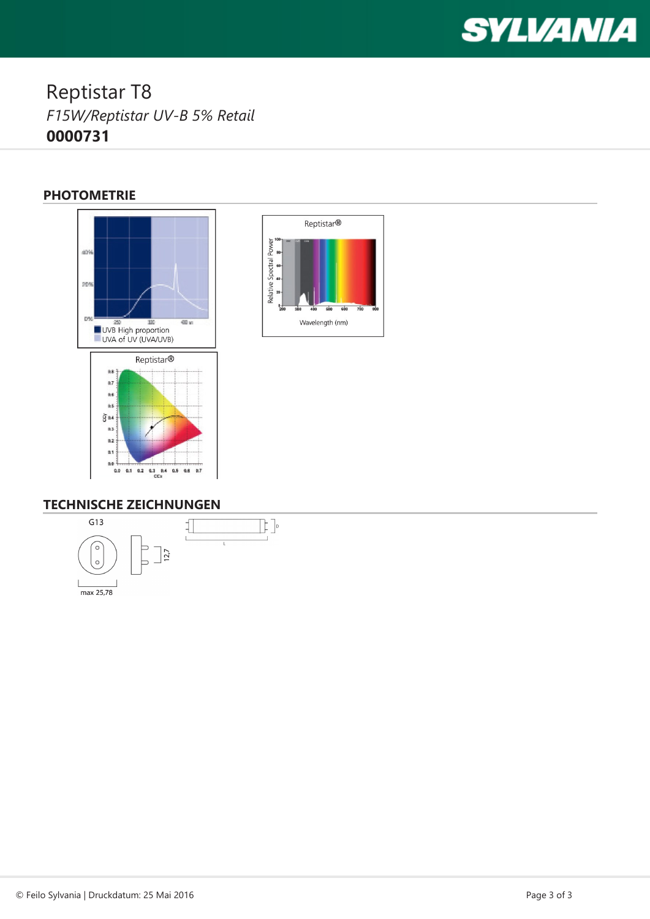# Reptistar T8

*F15W/Reptistar UV-B 5% Retail*

**0000731**

## PHOTOMETRIE

40%
20%
0%
250
300
400
UVB High proportion
UVA of UV (UVA/UVB)

Reptistar®
Relative Spectral Power
100
80
60
40
20
0
200
300
400
500
600
700
800
Wavelength (nm)

Reptistar®
0.8
0.7
0.6
0.5
0.4
0.3
0.2
0.1
0.0
0.0
0.1
0.2
0.3
0.4
0.5
0.6
0.7

## TECHNISCHE ZEICHNUNGEN

G13

12,7

max 25,78

D

L

© Feilo Sylvania | Druckdatum: 25 Mai 2016